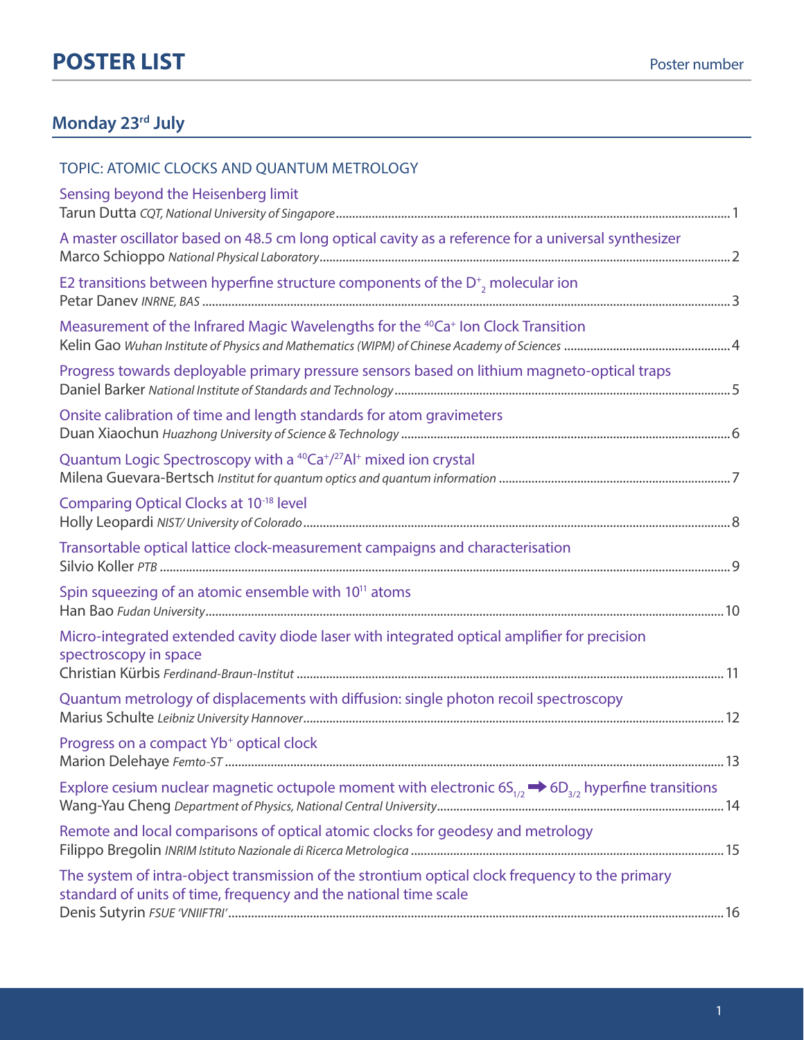# POSTER LIST

Poster number

## Monday 23rd July

### TOPIC: ATOMIC CLOCKS AND QUANTUM METROLOGY

Sensing beyond the Heisenberg limit
Tarun Dutta *CQT, National University of Singapore* ........ 1

A master oscillator based on 48.5 cm long optical cavity as a reference for a universal synthesizer
Marco Schioppo *National Physical Laboratory* ........ 2

E2 transitions between hyperfine structure components of the $D^+_2$ molecular ion
Petar Danev *INRNE, BAS* ........ 3

Measurement of the Infrared Magic Wavelengths for the $^{40}Ca^+$ Ion Clock Transition
Kelin Gao *Wuhan Institute of Physics and Mathematics (WIPM) of Chinese Academy of Sciences* ........ 4

Progress towards deployable primary pressure sensors based on lithium magneto-optical traps
Daniel Barker *National Institute of Standards and Technology* ........ 5

Onsite calibration of time and length standards for atom gravimeters
Duan Xiaochun *Huazhong University of Science & Technology* ........ 6

Quantum Logic Spectroscopy with a $^{40}Ca^+/^{27}Al^+$ mixed ion crystal
Milena Guevara-Bertsch *Institut for quantum optics and quantum information* ........ 7

Comparing Optical Clocks at $10^{-18}$ level
Holly Leopardi *NIST/ University of Colorado* ........ 8

Transortable optical lattice clock-measurement campaigns and characterisation
Silvio Koller *PTB* ........ 9

Spin squeezing of an atomic ensemble with $10^{11}$ atoms
Han Bao *Fudan University* ........ 10

Micro-integrated extended cavity diode laser with integrated optical amplifier for precision spectroscopy in space
Christian Kürbis *Ferdinand-Braun-Institut* ........ 11

Quantum metrology of displacements with diffusion: single photon recoil spectroscopy
Marius Schulte *Leibniz University Hannover* ........ 12

Progress on a compact $Yb^+$ optical clock
Marion Delehaye *Femto-ST* ........ 13

Explore cesium nuclear magnetic octupole moment with electronic $6S_{1/2} \rightarrow 6D_{3/2}$ hyperfine transitions
Wang-Yau Cheng *Department of Physics, National Central University* ........ 14

Remote and local comparisons of optical atomic clocks for geodesy and metrology
Filippo Bregolin *INRIM Istituto Nazionale di Ricerca Metrologica* ........ 15

The system of intra-object transmission of the strontium optical clock frequency to the primary standard of units of time, frequency and the national time scale
Denis Sutyrin *FSUE 'VNIIFTRI'* ........ 16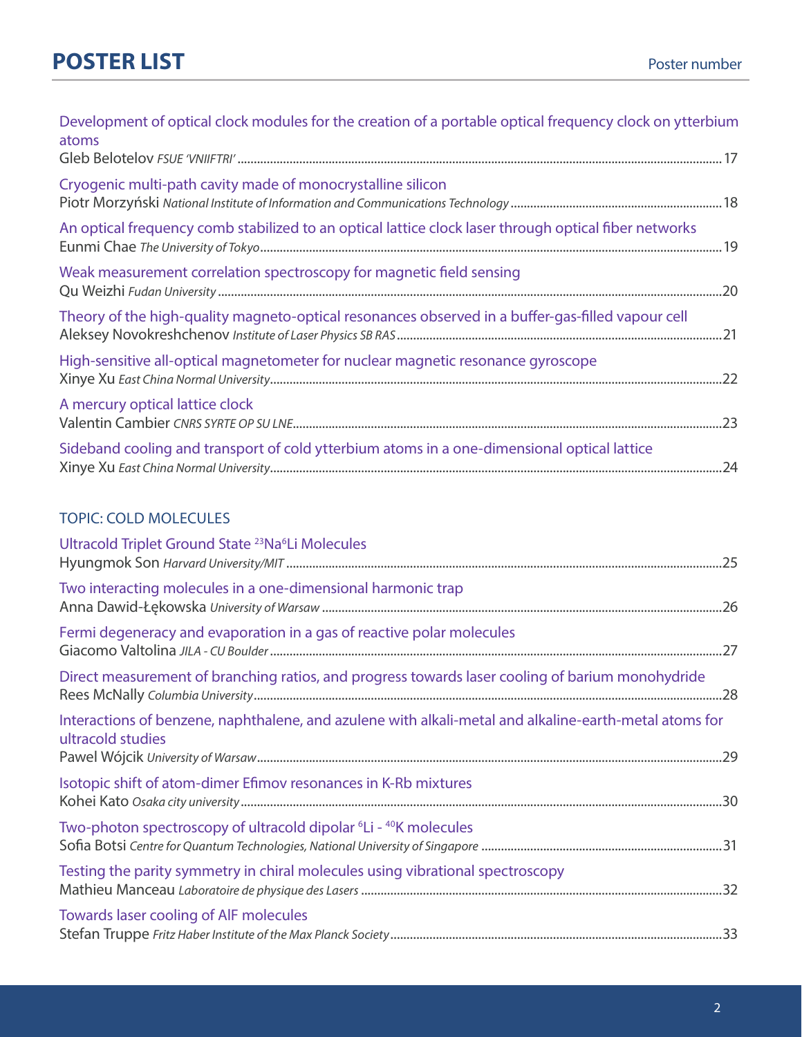# POSTER LIST

Poster number

Development of optical clock modules for the creation of a portable optical frequency clock on ytterbium atoms
Gleb Belotelov *FSUE 'VNIIFTRI'* ..... 17

Cryogenic multi-path cavity made of monocrystalline silicon
Piotr Morzyński *National Institute of Information and Communications Technology* ..... 18

An optical frequency comb stabilized to an optical lattice clock laser through optical fiber networks
Eunmi Chae *The University of Tokyo* ..... 19

Weak measurement correlation spectroscopy for magnetic field sensing
Qu Weizhi *Fudan University* ..... 20

Theory of the high-quality magneto-optical resonances observed in a buffer-gas-filled vapour cell
Aleksey Novokreshchenov *Institute of Laser Physics SB RAS* ..... 21

High-sensitive all-optical magnetometer for nuclear magnetic resonance gyroscope
Xinye Xu *East China Normal University* ..... 22

A mercury optical lattice clock
Valentin Cambier *CNRS SYRTE OP SU LNE* ..... 23

Sideband cooling and transport of cold ytterbium atoms in a one-dimensional optical lattice
Xinye Xu *East China Normal University* ..... 24

## TOPIC: COLD MOLECULES

Ultracold Triplet Ground State $^{23}Na^{6}Li$ Molecules
Hyungmok Son *Harvard University/MIT* ..... 25

Two interacting molecules in a one-dimensional harmonic trap
Anna Dawid-Łękowska *University of Warsaw* ..... 26

Fermi degeneracy and evaporation in a gas of reactive polar molecules
Giacomo Valtolina *JILA - CU Boulder* ..... 27

Direct measurement of branching ratios, and progress towards laser cooling of barium monohydride
Rees McNally *Columbia University* ..... 28

Interactions of benzene, naphthalene, and azulene with alkali-metal and alkaline-earth-metal atoms for ultracold studies
Pawel Wójcik *University of Warsaw* ..... 29

Isotopic shift of atom-dimer Efimov resonances in K-Rb mixtures
Kohei Kato *Osaka city university* ..... 30

Two-photon spectroscopy of ultracold dipolar $^{6}Li$ - $^{40}K$ molecules
Sofia Botsi *Centre for Quantum Technologies, National University of Singapore* ..... 31

Testing the parity symmetry in chiral molecules using vibrational spectroscopy
Mathieu Manceau *Laboratoire de physique des Lasers* ..... 32

Towards laser cooling of AlF molecules
Stefan Truppe *Fritz Haber Institute of the Max Planck Society* ..... 33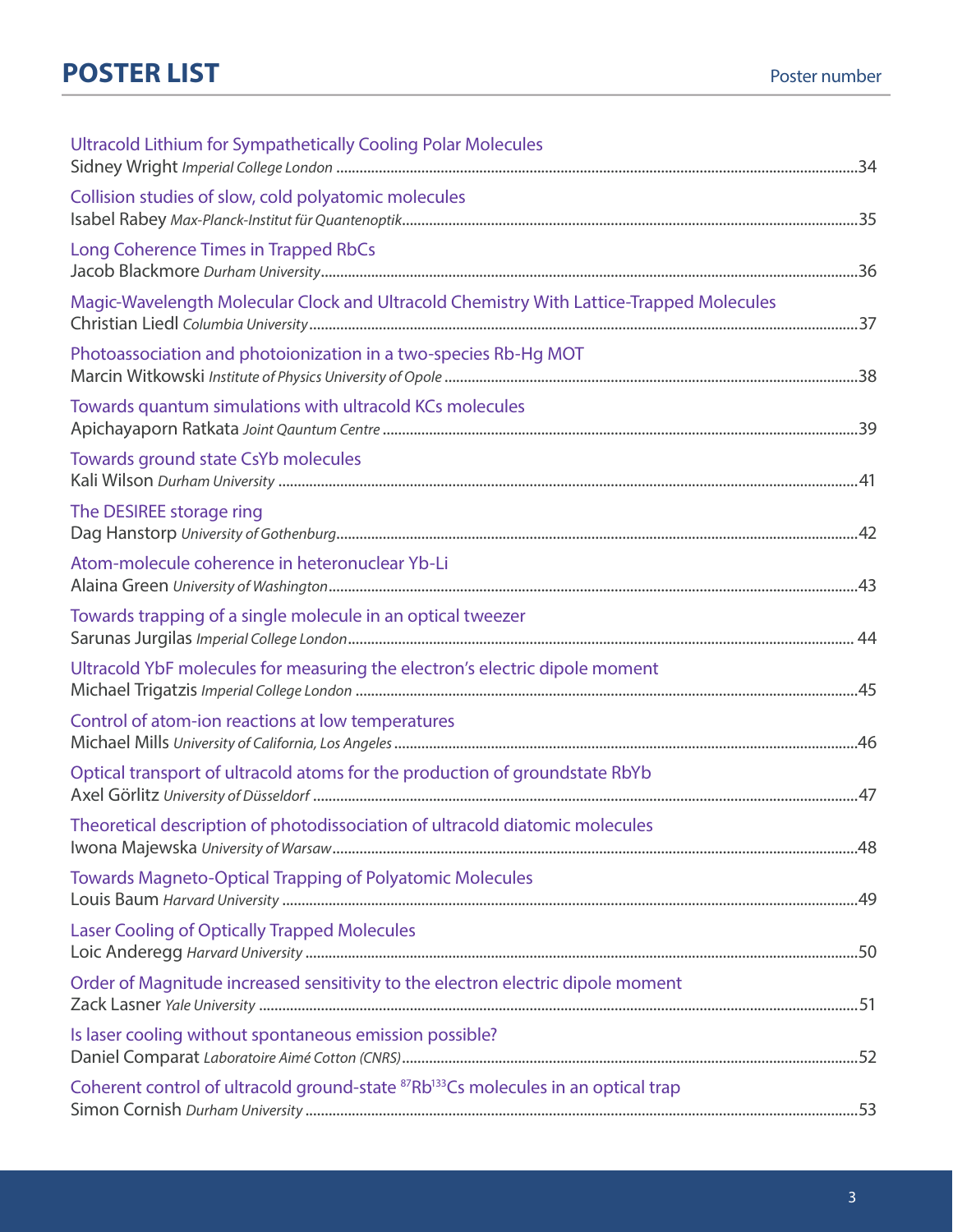# POSTER LIST

Poster number

Ultracold Lithium for Sympathetically Cooling Polar Molecules
Sidney Wright *Imperial College London* ......34

Collision studies of slow, cold polyatomic molecules
Isabel Rabey *Max-Planck-Institut für Quantenoptik* ......35

Long Coherence Times in Trapped RbCs
Jacob Blackmore *Durham University* ......36

Magic-Wavelength Molecular Clock and Ultracold Chemistry With Lattice-Trapped Molecules
Christian Liedl *Columbia University* ......37

Photoassociation and photoionization in a two-species Rb-Hg MOT
Marcin Witkowski *Institute of Physics University of Opole* ......38

Towards quantum simulations with ultracold KCs molecules
Apichayaporn Ratkata *Joint Qauntum Centre* ......39

Towards ground state CsYb molecules
Kali Wilson *Durham University* ......41

The DESIREE storage ring
Dag Hanstorp *University of Gothenburg* ......42

Atom-molecule coherence in heteronuclear Yb-Li
Alaina Green *University of Washington* ......43

Towards trapping of a single molecule in an optical tweezer
Sarunas Jurgilas *Imperial College London* ......44

Ultracold YbF molecules for measuring the electron's electric dipole moment
Michael Trigatzis *Imperial College London* ......45

Control of atom-ion reactions at low temperatures
Michael Mills *University of California, Los Angeles* ......46

Optical transport of ultracold atoms for the production of groundstate RbYb
Axel Görlitz *University of Düsseldorf* ......47

Theoretical description of photodissociation of ultracold diatomic molecules
Iwona Majewska *University of Warsaw* ......48

Towards Magneto-Optical Trapping of Polyatomic Molecules
Louis Baum *Harvard University* ......49

Laser Cooling of Optically Trapped Molecules
Loic Anderegg *Harvard University* ......50

Order of Magnitude increased sensitivity to the electron electric dipole moment
Zack Lasner *Yale University* ......51

Is laser cooling without spontaneous emission possible?
Daniel Comparat *Laboratoire Aimé Cotton (CNRS)* ......52

Coherent control of ultracold ground-state $^{87}Rb^{133}Cs$ molecules in an optical trap
Simon Cornish *Durham University* ......53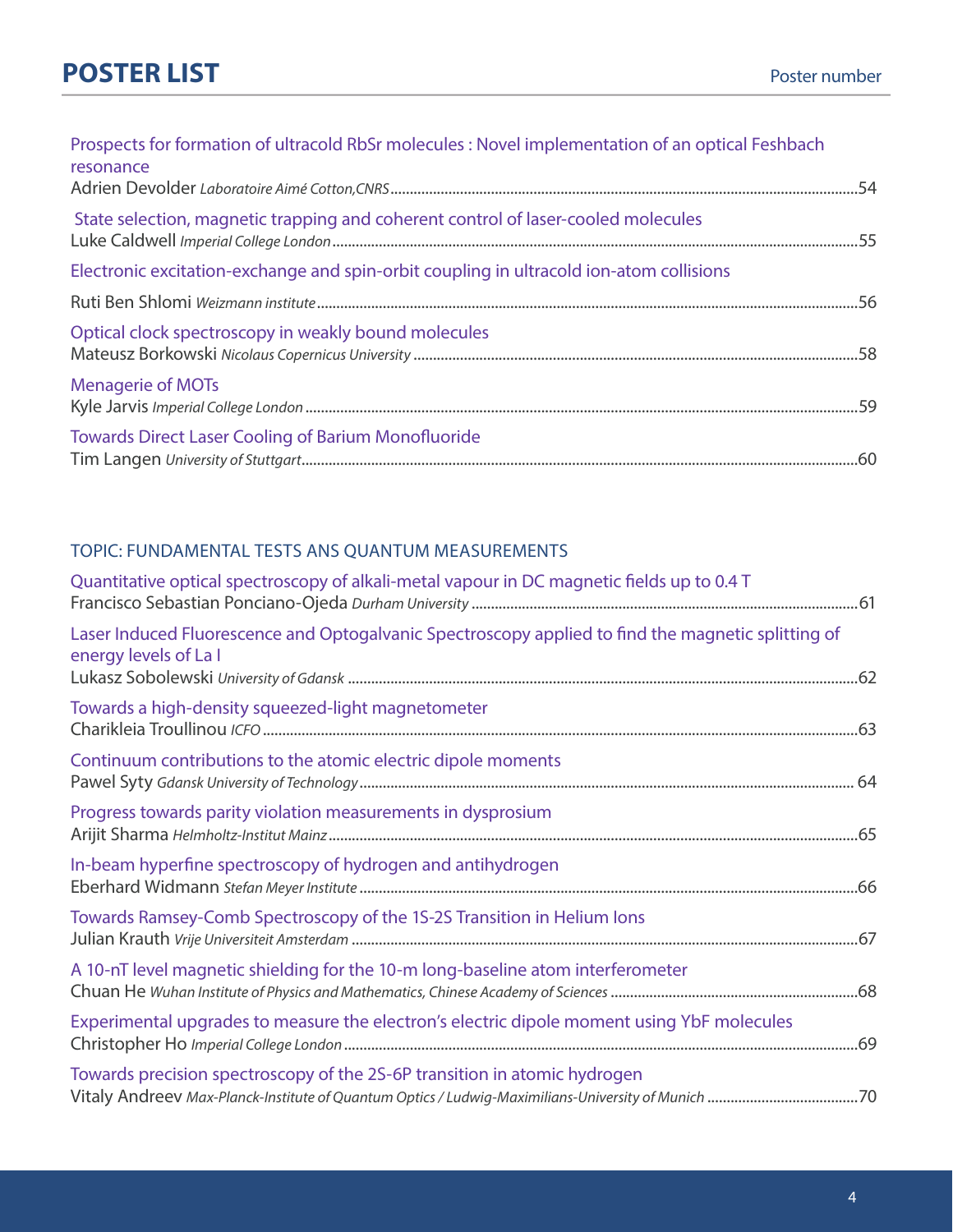# POSTER LIST

Poster number

Prospects for formation of ultracold RbSr molecules : Novel implementation of an optical Feshbach resonance
Adrien Devolder *Laboratoire Aimé Cotton,CNRS* ........................................................................................................54

State selection, magnetic trapping and coherent control of laser-cooled molecules
Luke Caldwell *Imperial College London* ........................................................................................................55

Electronic excitation-exchange and spin-orbit coupling in ultracold ion-atom collisions
Ruti Ben Shlomi *Weizmann institute* ........................................................................................................56

Optical clock spectroscopy in weakly bound molecules
Mateusz Borkowski *Nicolaus Copernicus University* ........................................................................................................58

Menagerie of MOTs
Kyle Jarvis *Imperial College London* ........................................................................................................59

Towards Direct Laser Cooling of Barium Monofluoride
Tim Langen *University of Stuttgart* ........................................................................................................60

## TOPIC: FUNDAMENTAL TESTS ANS QUANTUM MEASUREMENTS

Quantitative optical spectroscopy of alkali-metal vapour in DC magnetic fields up to 0.4 T
Francisco Sebastian Ponciano-Ojeda *Durham University* ........................................................................................................61

Laser Induced Fluorescence and Optogalvanic Spectroscopy applied to find the magnetic splitting of energy levels of La I
Lukasz Sobolewski *University of Gdansk* ........................................................................................................62

Towards a high-density squeezed-light magnetometer
Charikleia Troullinou *ICFO* ........................................................................................................63

Continuum contributions to the atomic electric dipole moments
Pawel Syty *Gdansk University of Technology* ........................................................................................................ 64

Progress towards parity violation measurements in dysprosium
Arijit Sharma *Helmholtz-Institut Mainz* ........................................................................................................65

In-beam hyperfine spectroscopy of hydrogen and antihydrogen
Eberhard Widmann *Stefan Meyer Institute* ........................................................................................................66

Towards Ramsey-Comb Spectroscopy of the 1S-2S Transition in Helium Ions
Julian Krauth *Vrije Universiteit Amsterdam* ........................................................................................................67

A 10-nT level magnetic shielding for the 10-m long-baseline atom interferometer
Chuan He *Wuhan Institute of Physics and Mathematics, Chinese Academy of Sciences* ........................................................................................................68

Experimental upgrades to measure the electron's electric dipole moment using YbF molecules
Christopher Ho *Imperial College London* ........................................................................................................69

Towards precision spectroscopy of the 2S-6P transition in atomic hydrogen
Vitaly Andreev *Max-Planck-Institute of Quantum Optics / Ludwig-Maximilians-University of Munich* ........................................................................................................70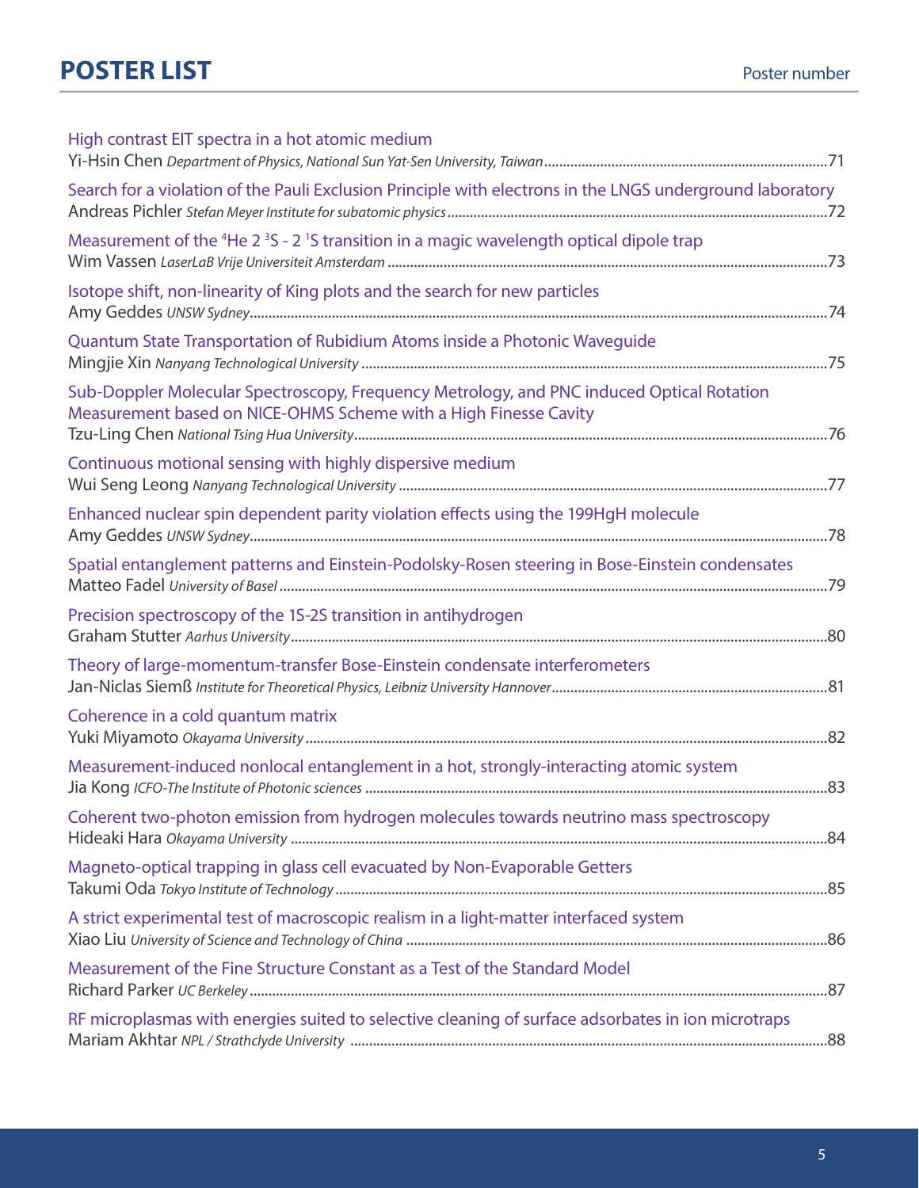# POSTER LIST

Poster number

High contrast EIT spectra in a hot atomic medium
Yi-Hsin Chen *Department of Physics, National Sun Yat-Sen University, Taiwan* ........................................ 71

Search for a violation of the Pauli Exclusion Principle with electrons in the LNGS underground laboratory
Andreas Pichler *Stefan Meyer Institute for subatomic physics* ........................................ 72

Measurement of the $^{4}$He 2 $^{3}$S - 2 $^{1}$S transition in a magic wavelength optical dipole trap
Wim Vassen *LaserLaB Vrije Universiteit Amsterdam* ........................................ 73

Isotope shift, non-linearity of King plots and the search for new particles
Amy Geddes *UNSW Sydney* ........................................ 74

Quantum State Transportation of Rubidium Atoms inside a Photonic Waveguide
Mingjie Xin *Nanyang Technological University* ........................................ 75

Sub-Doppler Molecular Spectroscopy, Frequency Metrology, and PNC induced Optical Rotation Measurement based on NICE-OHMS Scheme with a High Finesse Cavity
Tzu-Ling Chen *National Tsing Hua University* ........................................ 76

Continuous motional sensing with highly dispersive medium
Wui Seng Leong *Nanyang Technological University* ........................................ 77

Enhanced nuclear spin dependent parity violation effects using the 199HgH molecule
Amy Geddes *UNSW Sydney* ........................................ 78

Spatial entanglement patterns and Einstein-Podolsky-Rosen steering in Bose-Einstein condensates
Matteo Fadel *University of Basel* ........................................ 79

Precision spectroscopy of the 1S-2S transition in antihydrogen
Graham Stutter *Aarhus University* ........................................ 80

Theory of large-momentum-transfer Bose-Einstein condensate interferometers
Jan-Niclas Siemß *Institute for Theoretical Physics, Leibniz University Hannover* ........................................ 81

Coherence in a cold quantum matrix
Yuki Miyamoto *Okayama University* ........................................ 82

Measurement-induced nonlocal entanglement in a hot, strongly-interacting atomic system
Jia Kong *ICFO-The Institute of Photonic sciences* ........................................ 83

Coherent two-photon emission from hydrogen molecules towards neutrino mass spectroscopy
Hideaki Hara *Okayama University* ........................................ 84

Magneto-optical trapping in glass cell evacuated by Non-Evaporable Getters
Takumi Oda *Tokyo Institute of Technology* ........................................ 85

A strict experimental test of macroscopic realism in a light-matter interfaced system
Xiao Liu *University of Science and Technology of China* ........................................ 86

Measurement of the Fine Structure Constant as a Test of the Standard Model
Richard Parker *UC Berkeley* ........................................ 87

RF microplasmas with energies suited to selective cleaning of surface adsorbates in ion microtraps
Mariam Akhtar *NPL / Strathclyde University* ........................................ 88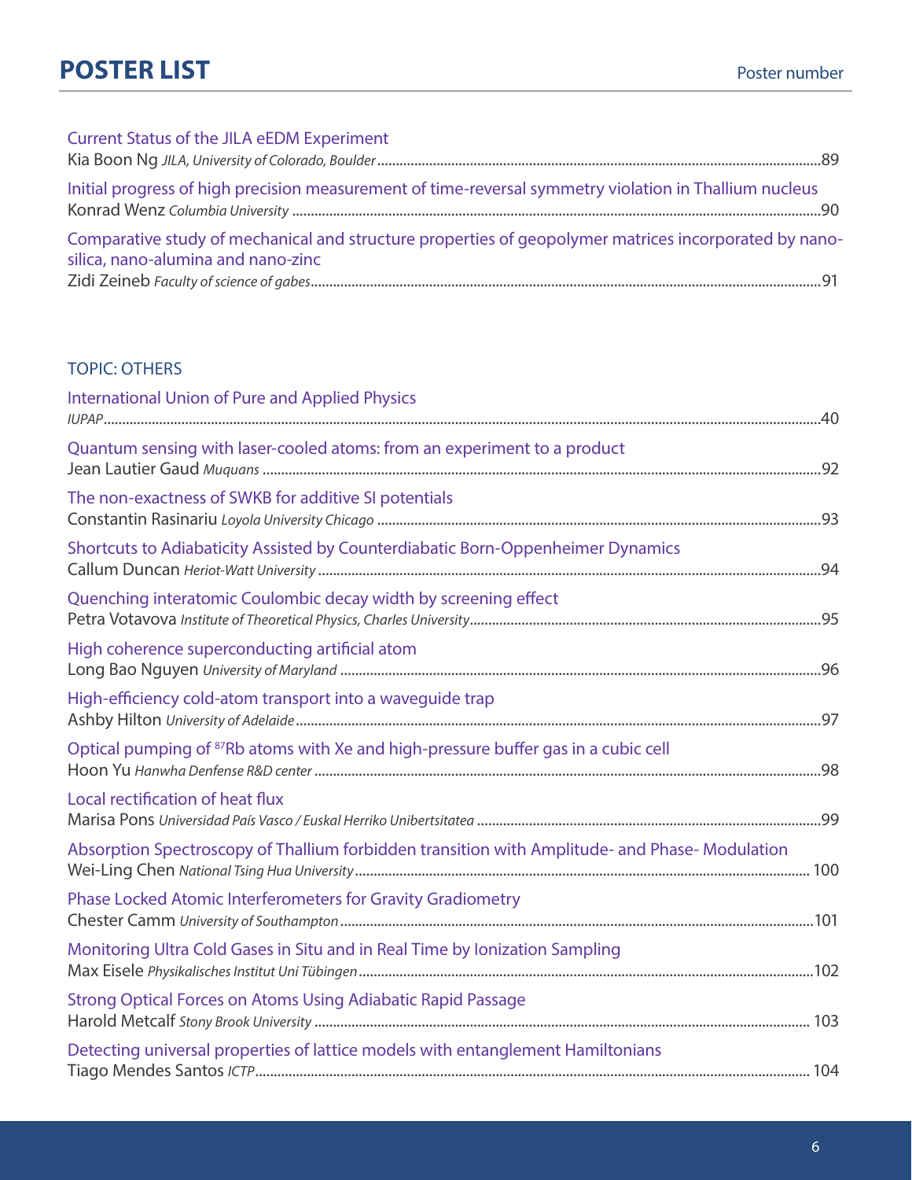# POSTER LIST

Poster number

Current Status of the JILA eEDM Experiment
Kia Boon Ng *JILA, University of Colorado, Boulder*..........89

Initial progress of high precision measurement of time-reversal symmetry violation in Thallium nucleus
Konrad Wenz *Columbia University*..........90

Comparative study of mechanical and structure properties of geopolymer matrices incorporated by nano-silica, nano-alumina and nano-zinc
Zidi Zeineb *Faculty of science of gabes*..........91

## TOPIC: OTHERS

International Union of Pure and Applied Physics
*IUPAP*..........40

Quantum sensing with laser-cooled atoms: from an experiment to a product
Jean Lautier Gaud *Muquans*..........92

The non-exactness of SWKB for additive SI potentials
Constantin Rasinariu *Loyola University Chicago*..........93

Shortcuts to Adiabaticity Assisted by Counterdiabatic Born-Oppenheimer Dynamics
Callum Duncan *Heriot-Watt University*..........94

Quenching interatomic Coulombic decay width by screening effect
Petra Votavova *Institute of Theoretical Physics, Charles University*..........95

High coherence superconducting artificial atom
Long Bao Nguyen *University of Maryland*..........96

High-efficiency cold-atom transport into a waveguide trap
Ashby Hilton *University of Adelaide*..........97

Optical pumping of $^{87}$Rb atoms with Xe and high-pressure buffer gas in a cubic cell
Hoon Yu *Hanwha Denfense R&D center*..........98

Local rectification of heat flux
Marisa Pons *Universidad País Vasco / Euskal Herriko Unibertsitatea*..........99

Absorption Spectroscopy of Thallium forbidden transition with Amplitude- and Phase- Modulation
Wei-Ling Chen *National Tsing Hua University*..........100

Phase Locked Atomic Interferometers for Gravity Gradiometry
Chester Camm *University of Southampton*..........101

Monitoring Ultra Cold Gases in Situ and in Real Time by Ionization Sampling
Max Eisele *Physikalisches Institut Uni Tübingen*..........102

Strong Optical Forces on Atoms Using Adiabatic Rapid Passage
Harold Metcalf *Stony Brook University*..........103

Detecting universal properties of lattice models with entanglement Hamiltonians
Tiago Mendes Santos *ICTP*..........104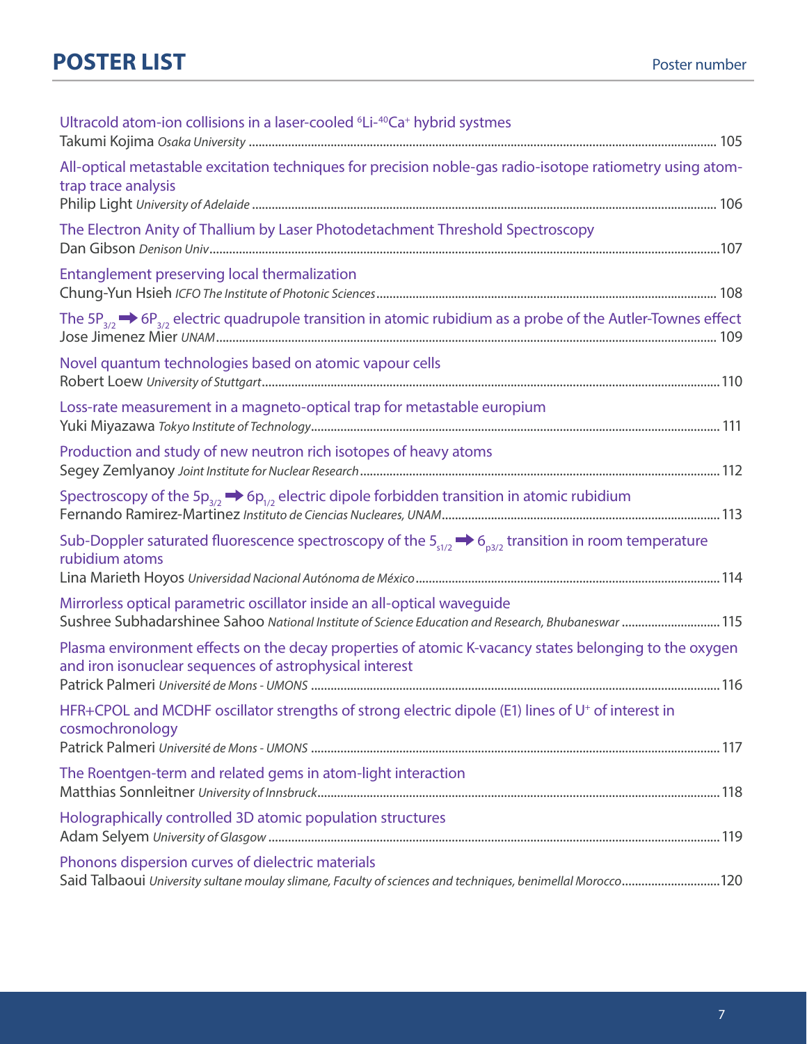# POSTER LIST

Poster number

Ultracold atom-ion collisions in a laser-cooled $^{6}Li$-$^{40}Ca^{+}$ hybrid systmes
Takumi Kojima *Osaka University* ........ 105

All-optical metastable excitation techniques for precision noble-gas radio-isotope ratiometry using atom-trap trace analysis
Philip Light *University of Adelaide* ........ 106

The Electron Anity of Thallium by Laser Photodetachment Threshold Spectroscopy
Dan Gibson *Denison Univ* ........ 107

Entanglement preserving local thermalization
Chung-Yun Hsieh *ICFO The Institute of Photonic Sciences* ........ 108

The $5P_{3/2} \rightarrow 6P_{3/2}$ electric quadrupole transition in atomic rubidium as a probe of the Autler-Townes effect
Jose Jimenez Mier *UNAM* ........ 109

Novel quantum technologies based on atomic vapour cells
Robert Loew *University of Stuttgart* ........ 110

Loss-rate measurement in a magneto-optical trap for metastable europium
Yuki Miyazawa *Tokyo Institute of Technology* ........ 111

Production and study of new neutron rich isotopes of heavy atoms
Segey Zemlyanoy *Joint Institute for Nuclear Research* ........ 112

Spectroscopy of the $5p_{3/2} \rightarrow 6p_{1/2}$ electric dipole forbidden transition in atomic rubidium
Fernando Ramirez-Martinez *Instituto de Ciencias Nucleares, UNAM* ........ 113

Sub-Doppler saturated fluorescence spectroscopy of the $5_{s1/2} \rightarrow 6_{p3/2}$ transition in room temperature rubidium atoms
Lina Marieth Hoyos *Universidad Nacional Autónoma de México* ........ 114

Mirrorless optical parametric oscillator inside an all-optical waveguide
Sushree Subhadarshinee Sahoo *National Institute of Science Education and Research, Bhubaneswar* ........ 115

Plasma environment effects on the decay properties of atomic K-vacancy states belonging to the oxygen and iron isonuclear sequences of astrophysical interest
Patrick Palmeri *Université de Mons - UMONS* ........ 116

HFR+CPOL and MCDHF oscillator strengths of strong electric dipole (E1) lines of $U^{+}$ of interest in cosmochronology
Patrick Palmeri *Université de Mons - UMONS* ........ 117

The Roentgen-term and related gems in atom-light interaction
Matthias Sonnleitner *University of Innsbruck* ........ 118

Holographically controlled 3D atomic population structures
Adam Selyem *University of Glasgow* ........ 119

Phonons dispersion curves of dielectric materials
Said Talbaoui *University sultane moulay slimane, Faculty of sciences and techniques, benimellal Morocco* ........ 120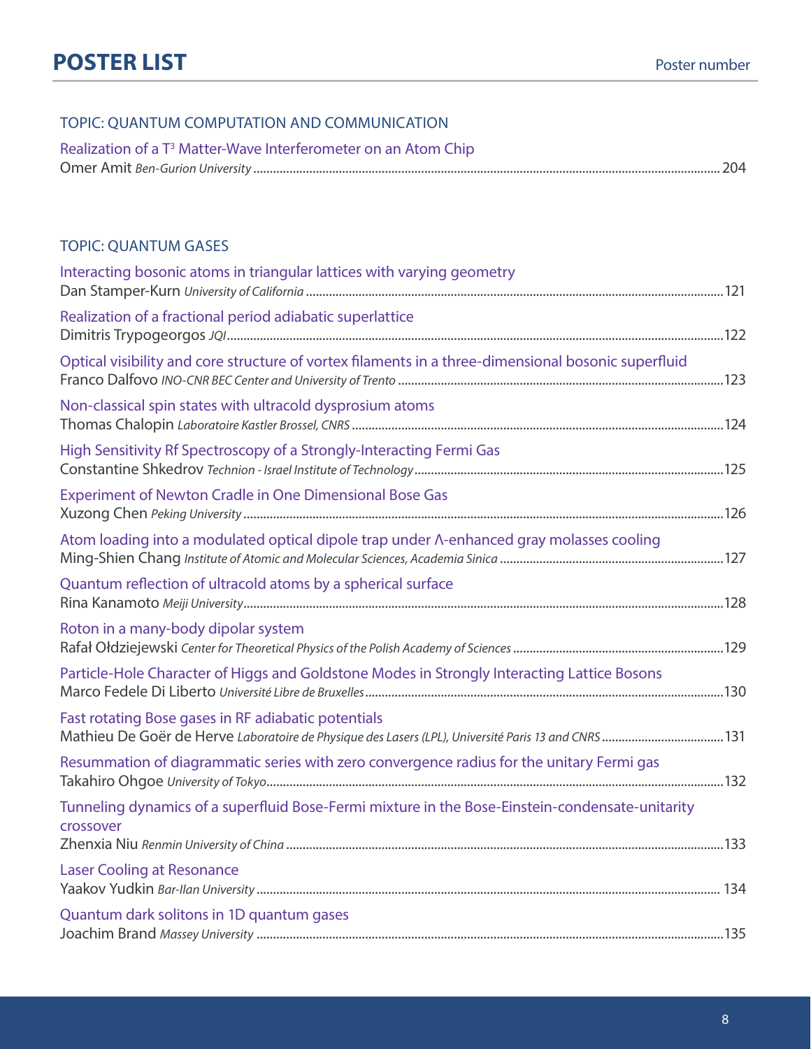# POSTER LIST

Poster number

## TOPIC: QUANTUM COMPUTATION AND COMMUNICATION

Realization of a $T^3$ Matter-Wave Interferometer on an Atom Chip
Omer Amit *Ben-Gurion University* ........ 204

## TOPIC: QUANTUM GASES

Interacting bosonic atoms in triangular lattices with varying geometry
Dan Stamper-Kurn *University of California* ........ 121

Realization of a fractional period adiabatic superlattice
Dimitris Trypogeorgos *JQI* ........ 122

Optical visibility and core structure of vortex filaments in a three-dimensional bosonic superfluid
Franco Dalfovo *INO-CNR BEC Center and University of Trento* ........ 123

Non-classical spin states with ultracold dysprosium atoms
Thomas Chalopin *Laboratoire Kastler Brossel, CNRS* ........ 124

High Sensitivity Rf Spectroscopy of a Strongly-Interacting Fermi Gas
Constantine Shkedrov *Technion - Israel Institute of Technology* ........ 125

Experiment of Newton Cradle in One Dimensional Bose Gas
Xuzong Chen *Peking University* ........ 126

Atom loading into a modulated optical dipole trap under Λ-enhanced gray molasses cooling
Ming-Shien Chang *Institute of Atomic and Molecular Sciences, Academia Sinica* ........ 127

Quantum reflection of ultracold atoms by a spherical surface
Rina Kanamoto *Meiji University* ........ 128

Roton in a many-body dipolar system
Rafał Ołdziejewski *Center for Theoretical Physics of the Polish Academy of Sciences* ........ 129

Particle-Hole Character of Higgs and Goldstone Modes in Strongly Interacting Lattice Bosons
Marco Fedele Di Liberto *Université Libre de Bruxelles* ........ 130

Fast rotating Bose gases in RF adiabatic potentials
Mathieu De Goër de Herve *Laboratoire de Physique des Lasers (LPL), Université Paris 13 and CNRS* ........ 131

Resummation of diagrammatic series with zero convergence radius for the unitary Fermi gas
Takahiro Ohgoe *University of Tokyo* ........ 132

Tunneling dynamics of a superfluid Bose-Fermi mixture in the Bose-Einstein-condensate-unitarity crossover
Zhenxia Niu *Renmin University of China* ........ 133

Laser Cooling at Resonance
Yaakov Yudkin *Bar-Ilan University* ........ 134

Quantum dark solitons in 1D quantum gases
Joachim Brand *Massey University* ........ 135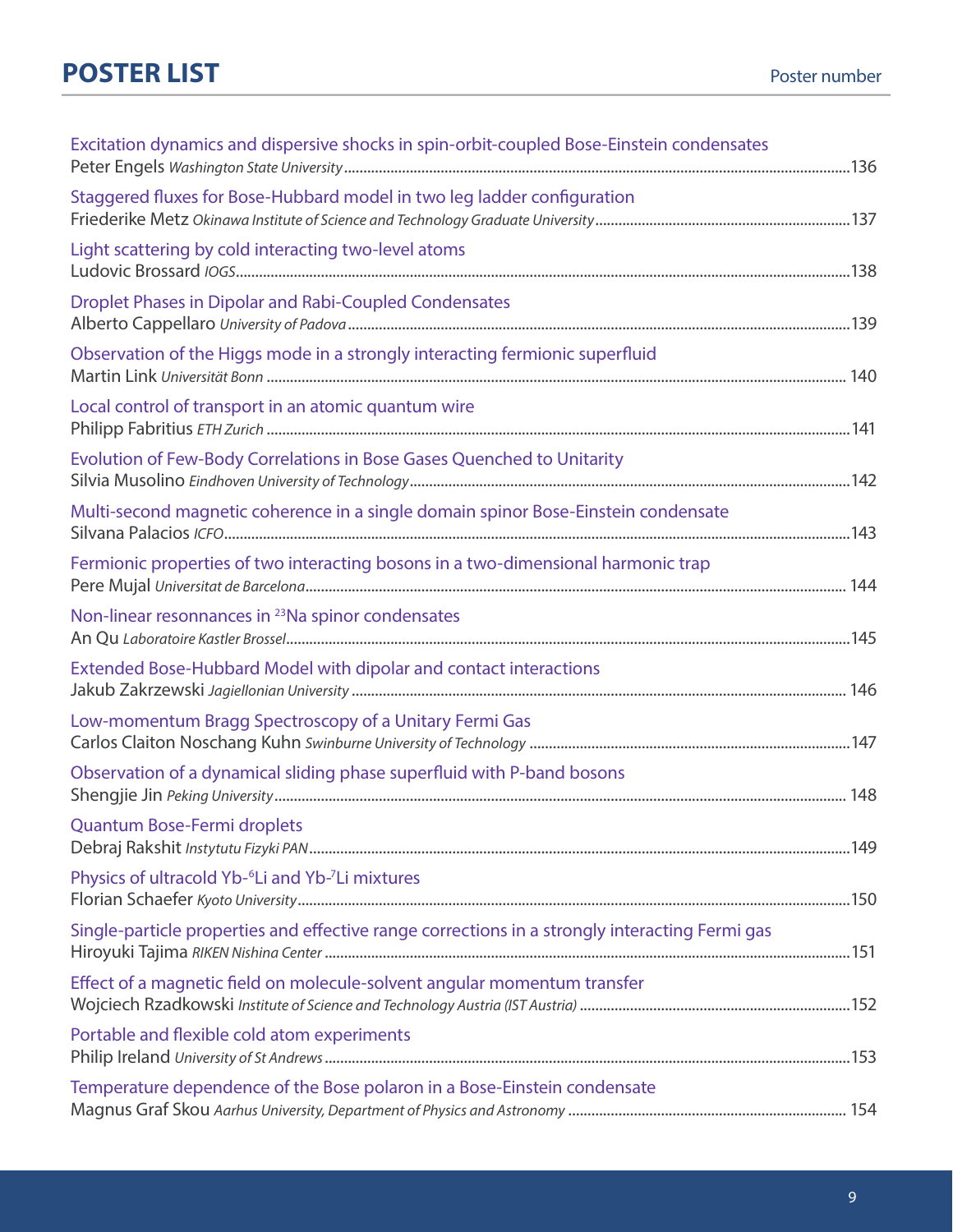# POSTER LIST

Poster number

Excitation dynamics and dispersive shocks in spin-orbit-coupled Bose-Einstein condensates
Peter Engels *Washington State University* ....136

Staggered fluxes for Bose-Hubbard model in two leg ladder configuration
Friederike Metz *Okinawa Institute of Science and Technology Graduate University* ....137

Light scattering by cold interacting two-level atoms
Ludovic Brossard *IOGS* ....138

Droplet Phases in Dipolar and Rabi-Coupled Condensates
Alberto Cappellaro *University of Padova* ....139

Observation of the Higgs mode in a strongly interacting fermionic superfluid
Martin Link *Universität Bonn* .... 140

Local control of transport in an atomic quantum wire
Philipp Fabritius *ETH Zurich* ....141

Evolution of Few-Body Correlations in Bose Gases Quenched to Unitarity
Silvia Musolino *Eindhoven University of Technology* ....142

Multi-second magnetic coherence in a single domain spinor Bose-Einstein condensate
Silvana Palacios *ICFO* ....143

Fermionic properties of two interacting bosons in a two-dimensional harmonic trap
Pere Mujal *Universitat de Barcelona* .... 144

Non-linear resonnances in $^{23}$Na spinor condensates
An Qu *Laboratoire Kastler Brossel* ....145

Extended Bose-Hubbard Model with dipolar and contact interactions
Jakub Zakrzewski *Jagiellonian University* .... 146

Low-momentum Bragg Spectroscopy of a Unitary Fermi Gas
Carlos Claiton Noschang Kuhn *Swinburne University of Technology* ....147

Observation of a dynamical sliding phase superfluid with P-band bosons
Shengjie Jin *Peking University* .... 148

Quantum Bose-Fermi droplets
Debraj Rakshit *Instytutu Fizyki PAN* ....149

Physics of ultracold Yb-$^{6}$Li and Yb-$^{7}$Li mixtures
Florian Schaefer *Kyoto University* ....150

Single-particle properties and effective range corrections in a strongly interacting Fermi gas
Hiroyuki Tajima *RIKEN Nishina Center* ....151

Effect of a magnetic field on molecule-solvent angular momentum transfer
Wojciech Rzadkowski *Institute of Science and Technology Austria (IST Austria)* ....152

Portable and flexible cold atom experiments
Philip Ireland *University of St Andrews* ....153

Temperature dependence of the Bose polaron in a Bose-Einstein condensate
Magnus Graf Skou *Aarhus University, Department of Physics and Astronomy* .... 154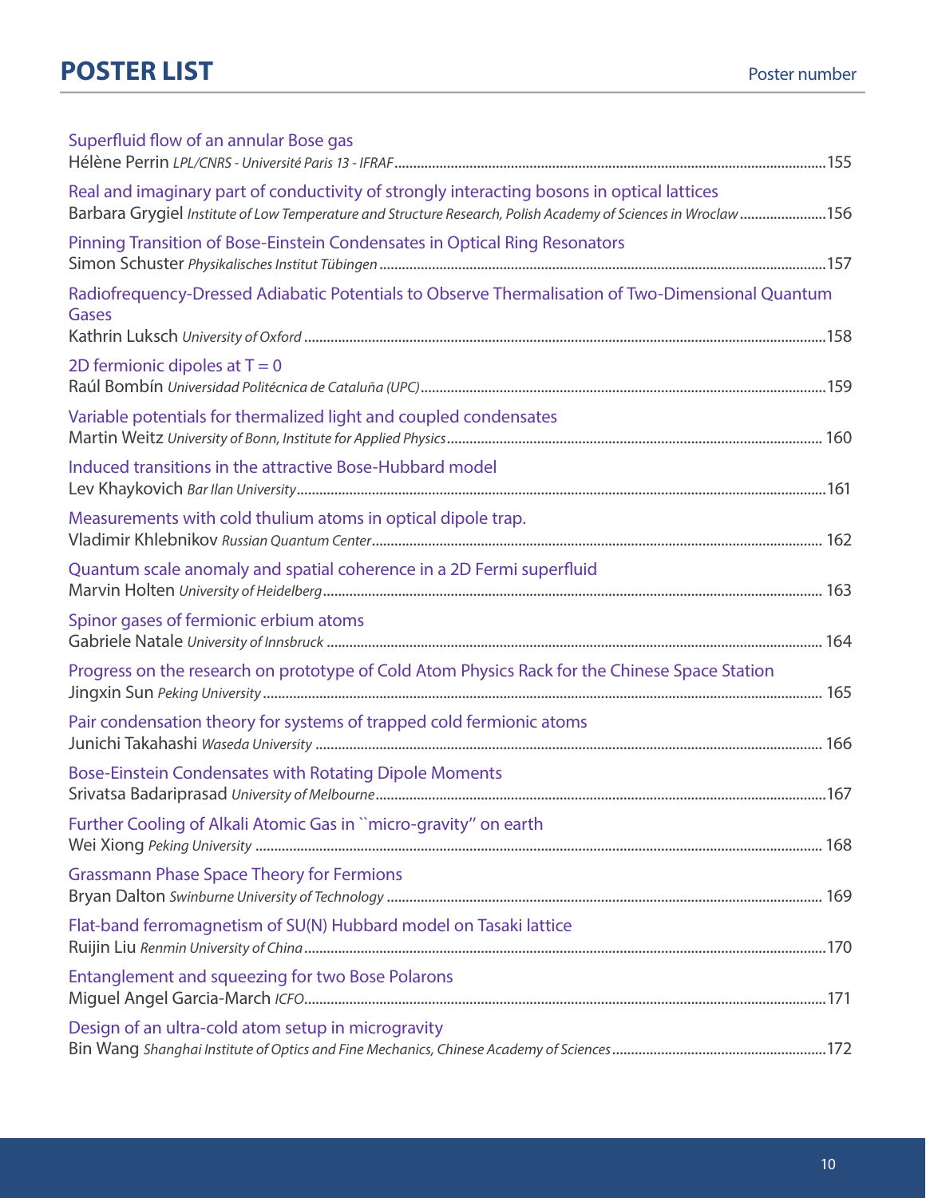# POSTER LIST

Poster number

Superfluid flow of an annular Bose gas
Hélène Perrin *LPL/CNRS - Université Paris 13 - IFRAF* ....155

Real and imaginary part of conductivity of strongly interacting bosons in optical lattices
Barbara Grygiel *Institute of Low Temperature and Structure Research, Polish Academy of Sciences in Wroclaw* ....156

Pinning Transition of Bose-Einstein Condensates in Optical Ring Resonators
Simon Schuster *Physikalisches Institut Tübingen* ....157

Radiofrequency-Dressed Adiabatic Potentials to Observe Thermalisation of Two-Dimensional Quantum Gases
Kathrin Luksch *University of Oxford* ....158

2D fermionic dipoles at T = 0
Raúl Bombín *Universidad Politécnica de Cataluña (UPC)* ....159

Variable potentials for thermalized light and coupled condensates
Martin Weitz *University of Bonn, Institute for Applied Physics* .... 160

Induced transitions in the attractive Bose-Hubbard model
Lev Khaykovich *Bar Ilan University* ....161

Measurements with cold thulium atoms in optical dipole trap.
Vladimir Khlebnikov *Russian Quantum Center* .... 162

Quantum scale anomaly and spatial coherence in a 2D Fermi superfluid
Marvin Holten *University of Heidelberg* .... 163

Spinor gases of fermionic erbium atoms
Gabriele Natale *University of Innsbruck* .... 164

Progress on the research on prototype of Cold Atom Physics Rack for the Chinese Space Station
Jingxin Sun *Peking University* .... 165

Pair condensation theory for systems of trapped cold fermionic atoms
Junichi Takahashi *Waseda University* .... 166

Bose-Einstein Condensates with Rotating Dipole Moments
Srivatsa Badariprasad *University of Melbourne* ....167

Further Cooling of Alkali Atomic Gas in ``micro-gravity'' on earth
Wei Xiong *Peking University* .... 168

Grassmann Phase Space Theory for Fermions
Bryan Dalton *Swinburne University of Technology* .... 169

Flat-band ferromagnetism of SU(N) Hubbard model on Tasaki lattice
Ruijin Liu *Renmin University of China* ....170

Entanglement and squeezing for two Bose Polarons
Miguel Angel Garcia-March *ICFO* ....171

Design of an ultra-cold atom setup in microgravity
Bin Wang *Shanghai Institute of Optics and Fine Mechanics, Chinese Academy of Sciences* ....172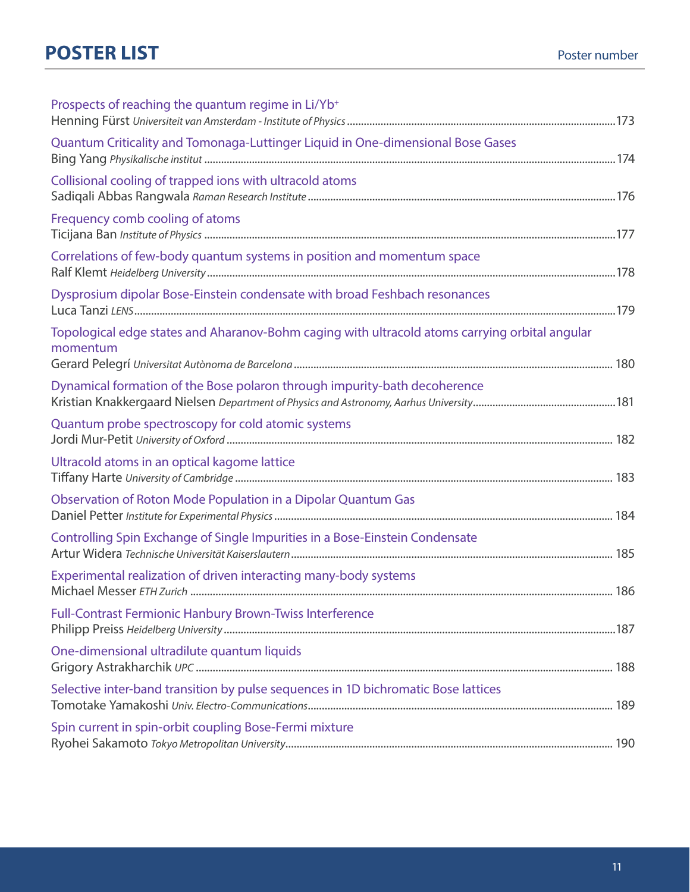# POSTER LIST

Poster number

Prospects of reaching the quantum regime in Li/$Yb^+$
Henning Fürst *Universiteit van Amsterdam - Institute of Physics* ... 173

Quantum Criticality and Tomonaga-Luttinger Liquid in One-dimensional Bose Gases
Bing Yang *Physikalische institut* ... 174

Collisional cooling of trapped ions with ultracold atoms
Sadiqali Abbas Rangwala *Raman Research Institute* ... 176

Frequency comb cooling of atoms
Ticijana Ban *Institute of Physics* ... 177

Correlations of few-body quantum systems in position and momentum space
Ralf Klemt *Heidelberg University* ... 178

Dysprosium dipolar Bose-Einstein condensate with broad Feshbach resonances
Luca Tanzi *LENS* ... 179

Topological edge states and Aharanov-Bohm caging with ultracold atoms carrying orbital angular momentum
Gerard Pelegrí *Universitat Autònoma de Barcelona* ... 180

Dynamical formation of the Bose polaron through impurity-bath decoherence
Kristian Knakkergaard Nielsen *Department of Physics and Astronomy, Aarhus University* ... 181

Quantum probe spectroscopy for cold atomic systems
Jordi Mur-Petit *University of Oxford* ... 182

Ultracold atoms in an optical kagome lattice
Tiffany Harte *University of Cambridge* ... 183

Observation of Roton Mode Population in a Dipolar Quantum Gas
Daniel Petter *Institute for Experimental Physics* ... 184

Controlling Spin Exchange of Single Impurities in a Bose-Einstein Condensate
Artur Widera *Technische Universität Kaiserslautern* ... 185

Experimental realization of driven interacting many-body systems
Michael Messer *ETH Zurich* ... 186

Full-Contrast Fermionic Hanbury Brown-Twiss Interference
Philipp Preiss *Heidelberg University* ... 187

One-dimensional ultradilute quantum liquids
Grigory Astrakharchik *UPC* ... 188

Selective inter-band transition by pulse sequences in 1D bichromatic Bose lattices
Tomotake Yamakoshi *Univ. Electro-Communications* ... 189

Spin current in spin-orbit coupling Bose-Fermi mixture
Ryohei Sakamoto *Tokyo Metropolitan University* ... 190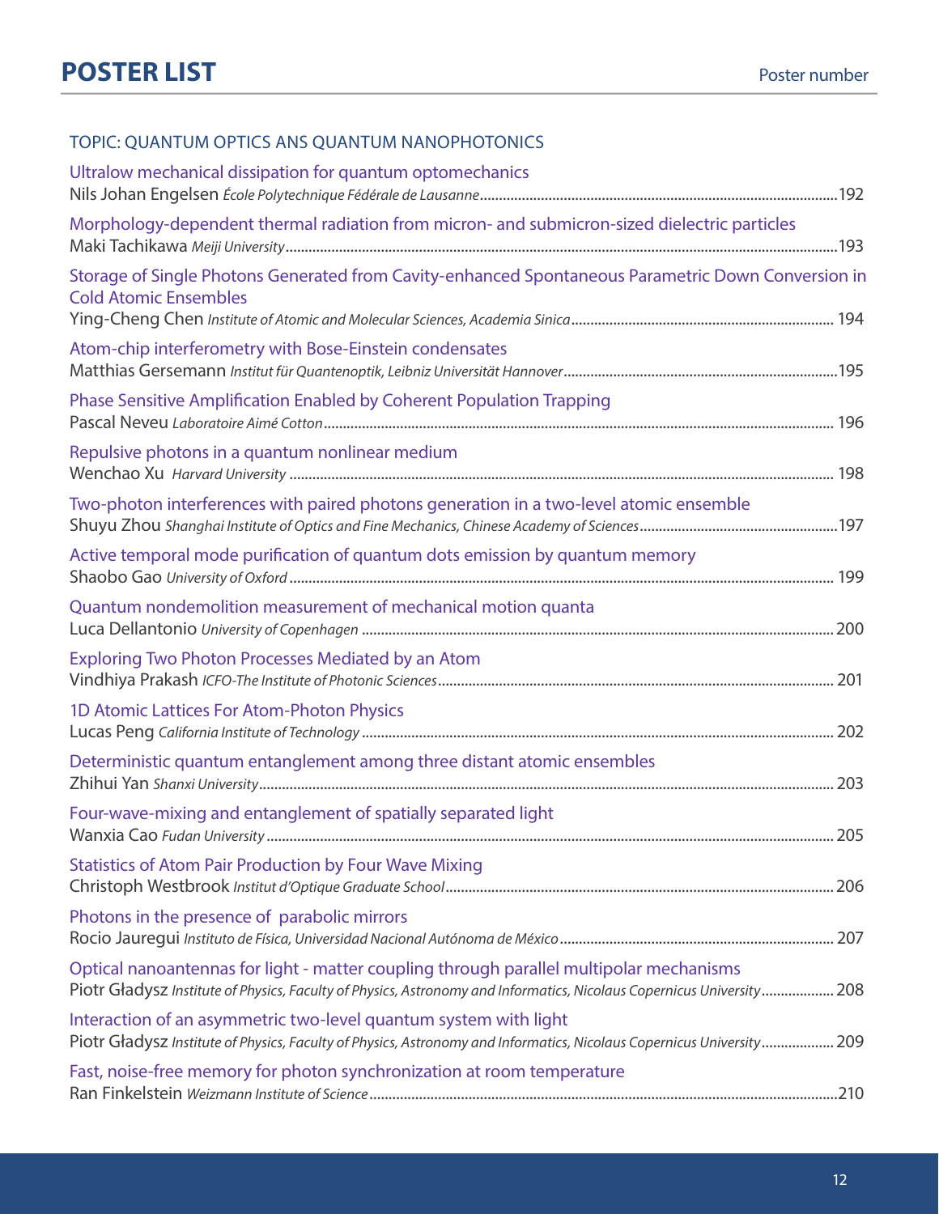# POSTER LIST

Poster number

TOPIC: QUANTUM OPTICS ANS QUANTUM NANOPHOTONICS

Ultralow mechanical dissipation for quantum optomechanics
Nils Johan Engelsen *École Polytechnique Fédérale de Lausanne*............192

Morphology-dependent thermal radiation from micron- and submicron-sized dielectric particles
Maki Tachikawa *Meiji University*............193

Storage of Single Photons Generated from Cavity-enhanced Spontaneous Parametric Down Conversion in Cold Atomic Ensembles
Ying-Cheng Chen *Institute of Atomic and Molecular Sciences, Academia Sinica*............194

Atom-chip interferometry with Bose-Einstein condensates
Matthias Gersemann *Institut für Quantenoptik, Leibniz Universität Hannover*............195

Phase Sensitive Amplification Enabled by Coherent Population Trapping
Pascal Neveu *Laboratoire Aimé Cotton*............196

Repulsive photons in a quantum nonlinear medium
Wenchao Xu *Harvard University*............198

Two-photon interferences with paired photons generation in a two-level atomic ensemble
Shuyu Zhou *Shanghai Institute of Optics and Fine Mechanics, Chinese Academy of Sciences*............197

Active temporal mode purification of quantum dots emission by quantum memory
Shaobo Gao *University of Oxford*............199

Quantum nondemolition measurement of mechanical motion quanta
Luca Dellantonio *University of Copenhagen*............200

Exploring Two Photon Processes Mediated by an Atom
Vindhiya Prakash *ICFO-The Institute of Photonic Sciences*............201

1D Atomic Lattices For Atom-Photon Physics
Lucas Peng *California Institute of Technology*............202

Deterministic quantum entanglement among three distant atomic ensembles
Zhihui Yan *Shanxi University*............203

Four-wave-mixing and entanglement of spatially separated light
Wanxia Cao *Fudan University*............205

Statistics of Atom Pair Production by Four Wave Mixing
Christoph Westbrook *Institut d'Optique Graduate School*............206

Photons in the presence of parabolic mirrors
Rocio Jauregui *Instituto de Física, Universidad Nacional Autónoma de México*............207

Optical nanoantennas for light - matter coupling through parallel multipolar mechanisms
Piotr Gładysz *Institute of Physics, Faculty of Physics, Astronomy and Informatics, Nicolaus Copernicus University*............208

Interaction of an asymmetric two-level quantum system with light
Piotr Gładysz *Institute of Physics, Faculty of Physics, Astronomy and Informatics, Nicolaus Copernicus University*............209

Fast, noise-free memory for photon synchronization at room temperature
Ran Finkelstein *Weizmann Institute of Science*............210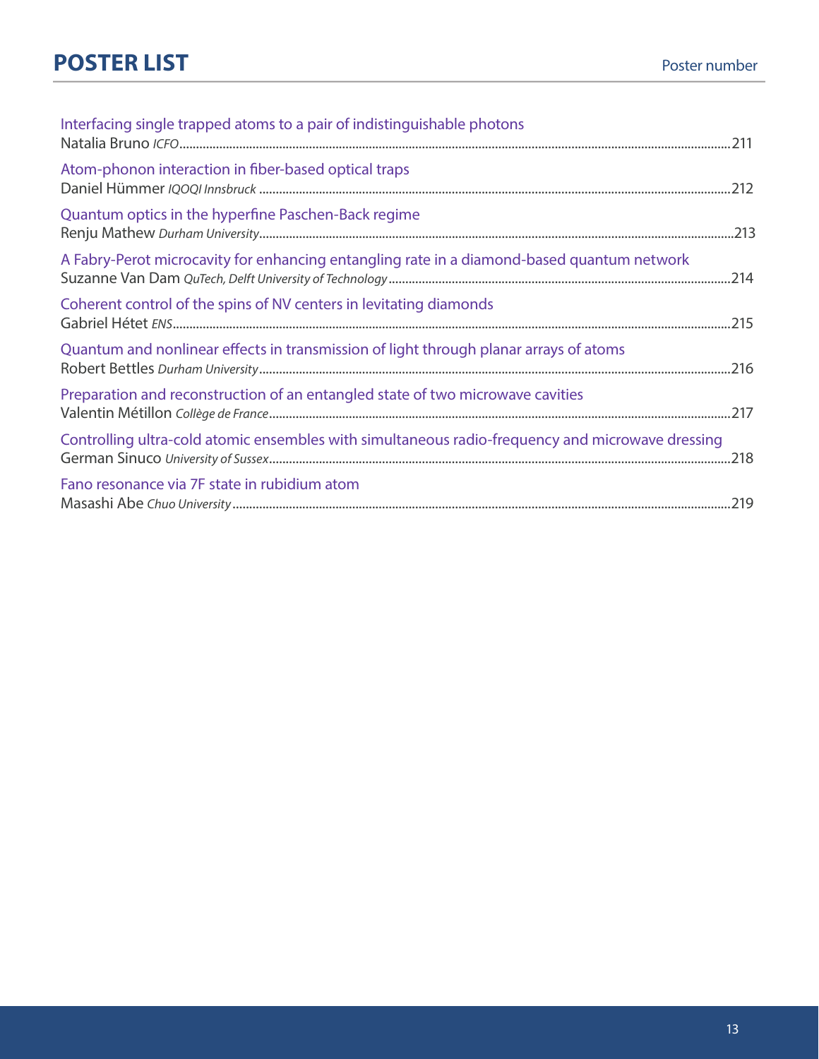# POSTER LIST

Poster number

Interfacing single trapped atoms to a pair of indistinguishable photons
Natalia Bruno *ICFO* .......... 211

Atom-phonon interaction in fiber-based optical traps
Daniel Hümmer *IQOQI Innsbruck* .......... 212

Quantum optics in the hyperfine Paschen-Back regime
Renju Mathew *Durham University* .......... 213

A Fabry-Perot microcavity for enhancing entangling rate in a diamond-based quantum network
Suzanne Van Dam *QuTech, Delft University of Technology* .......... 214

Coherent control of the spins of NV centers in levitating diamonds
Gabriel Hétet *ENS* .......... 215

Quantum and nonlinear effects in transmission of light through planar arrays of atoms
Robert Bettles *Durham University* .......... 216

Preparation and reconstruction of an entangled state of two microwave cavities
Valentin Métillon *Collège de France* .......... 217

Controlling ultra-cold atomic ensembles with simultaneous radio-frequency and microwave dressing
German Sinuco *University of Sussex* .......... 218

Fano resonance via 7F state in rubidium atom
Masashi Abe *Chuo University* .......... 219